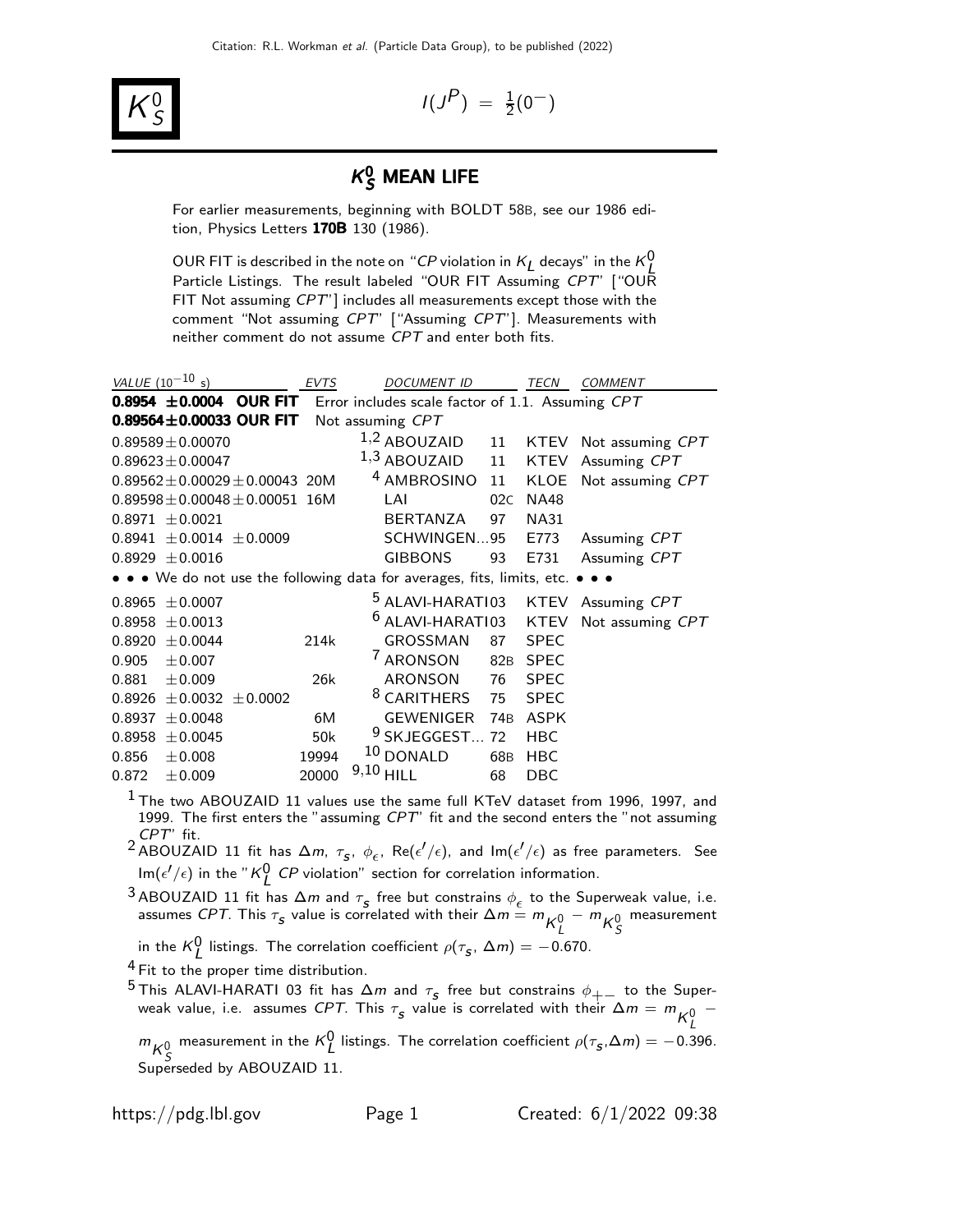# $K_S^0$

$I(J^P) = \frac{1}{2}(0^-)$

## $K_S^0$ MEAN LIFE

For earlier measurements, beginning with BOLDT 58B, see our 1986 edition, Physics Letters **170B** 130 (1986).

OUR FIT is described in the note on "$CP$ violation in $K_L$ decays" in the $K_L^0$ Particle Listings. The result labeled "OUR FIT Assuming $CPT$" ["OUR FIT Not assuming $CPT$"] includes all measurements except those with the comment "Not assuming $CPT$" ["Assuming $CPT$"]. Measurements with neither comment do not assume $CPT$ and enter both fits.

| VALUE ($10^{-10}$ s) | EVTS | DOCUMENT ID | | TECN | COMMENT |
|---|---|---|---|---|---|
| **0.8954 ±0.0004 OUR FIT** | Error includes scale factor of 1.1. Assuming $CPT$ | | | | |
| **0.89564±0.00033 OUR FIT** | Not assuming $CPT$ | | | | |
| 0.89589±0.00070 | | [1,2] ABOUZAID | 11 | KTEV | Not assuming $CPT$ |
| 0.89623±0.00047 | | [1,3] ABOUZAID | 11 | KTEV | Assuming $CPT$ |
| 0.89562±0.00029±0.00043 | 20M | [4] AMBROSINO | 11 | KLOE | Not assuming $CPT$ |
| 0.89598±0.00048±0.00051 | 16M | LAI | 02C | NA48 | |
| 0.8971 ±0.0021 | | BERTANZA | 97 | NA31 | |
| 0.8941 ±0.0014 ±0.0009 | | SCHWINGEN...95 | | E773 | Assuming $CPT$ |
| 0.8929 ±0.0016 | | GIBBONS | 93 | E731 | Assuming $CPT$ |
| • • • We do not use the following data for averages, fits, limits, etc. • • • | | | | | |
| 0.8965 ±0.0007 | | [5] ALAVI-HARATI | 03 | KTEV | Assuming $CPT$ |
| 0.8958 ±0.0013 | | [6] ALAVI-HARATI | 03 | KTEV | Not assuming $CPT$ |
| 0.8920 ±0.0044 | 214k | GROSSMAN | 87 | SPEC | |
| 0.905 ±0.007 | | [7] ARONSON | 82B | SPEC | |
| 0.881 ±0.009 | 26k | ARONSON | 76 | SPEC | |
| 0.8926 ±0.0032 ±0.0002 | | [8] CARITHERS | 75 | SPEC | |
| 0.8937 ±0.0048 | 6M | GEWENIGER | 74B | ASPK | |
| 0.8958 ±0.0045 | 50k | [9] SKJEGGEST... | 72 | HBC | |
| 0.856 ±0.008 | 19994 | [10] DONALD | 68B | HBC | |
| 0.872 ±0.009 | 20000 | [9,10] HILL | 68 | DBC | |

[1] The two ABOUZAID 11 values use the same full KTeV dataset from 1996, 1997, and 1999. The first enters the "assuming $CPT$" fit and the second enters the "not assuming $CPT$" fit.

[2] ABOUZAID 11 fit has $\Delta m$, $\tau_s$, $\phi_\epsilon$, Re($\epsilon'/\epsilon$), and Im($\epsilon'/\epsilon$) as free parameters. See Im($\epsilon'/\epsilon$) in the "$K_L^0$ $CP$ violation" section for correlation information.

[3] ABOUZAID 11 fit has $\Delta m$ and $\tau_s$ free but constrains $\phi_\epsilon$ to the Superweak value, i.e. assumes $CPT$. This $\tau_s$ value is correlated with their $\Delta m = m_{K_L^0} - m_{K_S^0}$ measurement in the $K_L^0$ listings. The correlation coefficient $\rho(\tau_s, \Delta m) = -0.670$.

[4] Fit to the proper time distribution.

[5] This ALAVI-HARATI 03 fit has $\Delta m$ and $\tau_s$ free but constrains $\phi_{+-}$ to the Superweak value, i.e. assumes $CPT$. This $\tau_s$ value is correlated with their $\Delta m = m_{K_L^0} - m_{K_S^0}$ measurement in the $K_L^0$ listings. The correlation coefficient $\rho(\tau_s,\Delta m) = -0.396$. Superseded by ABOUZAID 11.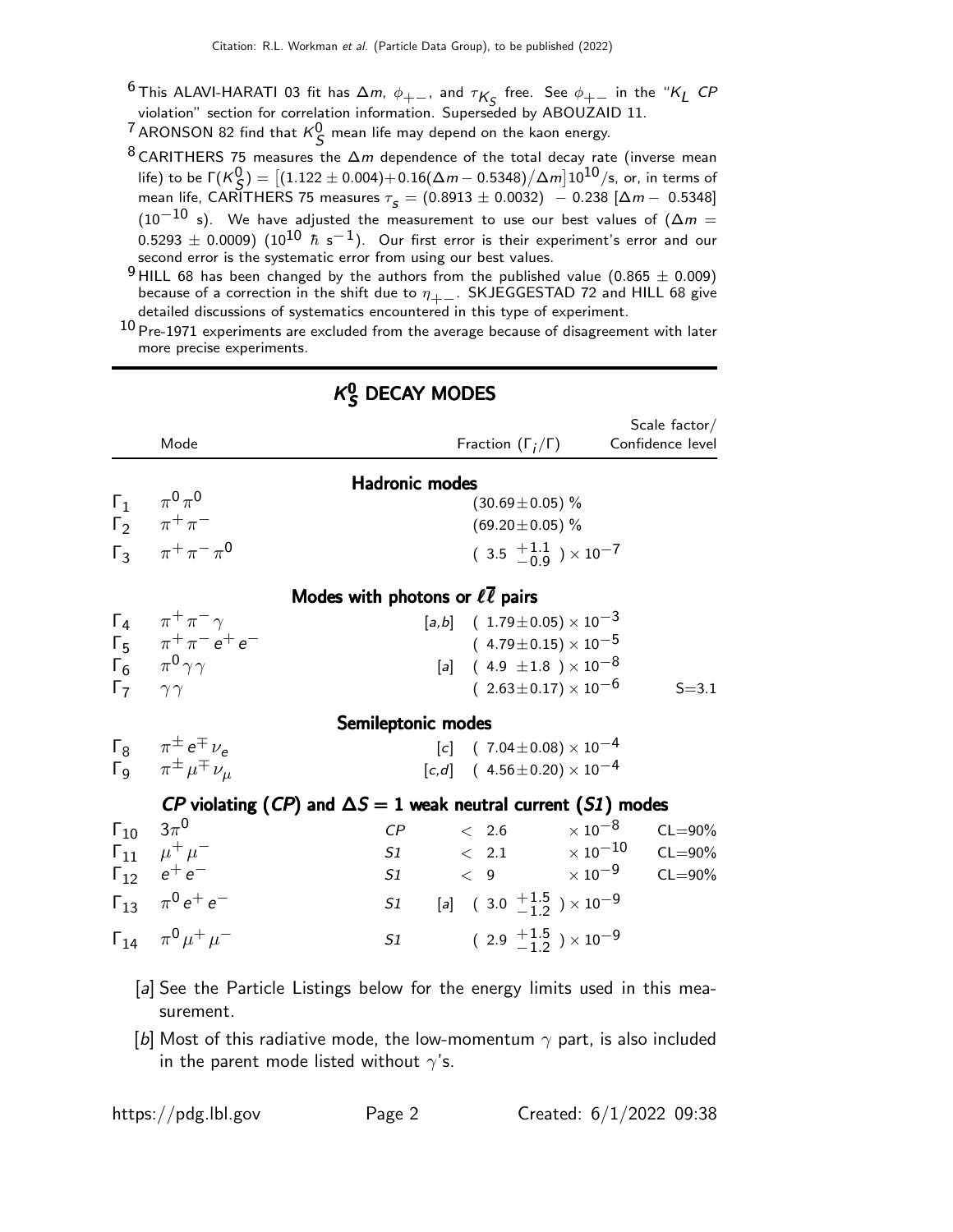[6] This ALAVI-HARATI 03 fit has $\Delta m$, $\phi_{+-}$, and $\tau_{K_S}$ free. See $\phi_{+-}$ in the "$K_L$ CP violation" section for correlation information. Superseded by ABOUZAID 11.

[7] ARONSON 82 find that $K^0_S$ mean life may depend on the kaon energy.

[8] CARITHERS 75 measures the $\Delta m$ dependence of the total decay rate (inverse mean life) to be $\Gamma(K^0_S) = [(1.122 \pm 0.004) + 0.16(\Delta m - 0.5348)/\Delta m] 10^{10}$/s, or, in terms of mean life, CARITHERS 75 measures $\tau_s = (0.8913 \pm 0.0032) - 0.238\,[\Delta m - 0.5348]$ ($10^{-10}$ s). We have adjusted the measurement to use our best values of ($\Delta m = 0.5293 \pm 0.0009$) ($10^{10}$ $\hbar$ s$^{-1}$). Our first error is their experiment's error and our second error is the systematic error from using our best values.

[9] HILL 68 has been changed by the authors from the published value ($0.865 \pm 0.009$) because of a correction in the shift due to $\eta_{+-}$. SKJEGGESTAD 72 and HILL 68 give detailed discussions of systematics encountered in this type of experiment.

[10] Pre-1971 experiments are excluded from the average because of disagreement with later more precise experiments.

## $K^0_S$ DECAY MODES

| | Mode | | Fraction ($\Gamma_i/\Gamma$) | Scale factor/ Confidence level |
|---|---|---|---|---|
| | **Hadronic modes** | | | |
| $\Gamma_1$ | $\pi^0\pi^0$ | | $(30.69 \pm 0.05)$ % | |
| $\Gamma_2$ | $\pi^+\pi^-$ | | $(69.20 \pm 0.05)$ % | |
| $\Gamma_3$ | $\pi^+\pi^-\pi^0$ | | $(3.5\ ^{+1.1}_{-0.9}) \times 10^{-7}$ | |
| | **Modes with photons or $\ell\overline{\ell}$ pairs** | | | |
| $\Gamma_4$ | $\pi^+\pi^-\gamma$ | [a,b] | $(1.79 \pm 0.05) \times 10^{-3}$ | |
| $\Gamma_5$ | $\pi^+\pi^-e^+e^-$ | | $(4.79 \pm 0.15) \times 10^{-5}$ | |
| $\Gamma_6$ | $\pi^0\gamma\gamma$ | [a] | $(4.9 \pm 1.8) \times 10^{-8}$ | |
| $\Gamma_7$ | $\gamma\gamma$ | | $(2.63 \pm 0.17) \times 10^{-6}$ | S=3.1 |
| | **Semileptonic modes** | | | |
| $\Gamma_8$ | $\pi^\pm e^\mp \nu_e$ | [c] | $(7.04 \pm 0.08) \times 10^{-4}$ | |
| $\Gamma_9$ | $\pi^\pm \mu^\mp \nu_\mu$ | [c,d] | $(4.56 \pm 0.20) \times 10^{-4}$ | |
| | ***CP* violating (*CP*) and $\Delta S = 1$ weak neutral current (*S1*) modes** | | | |
| $\Gamma_{10}$ | $3\pi^0$ | *CP* | $< 2.6 \times 10^{-8}$ | CL=90% |
| $\Gamma_{11}$ | $\mu^+\mu^-$ | *S1* | $< 2.1 \times 10^{-10}$ | CL=90% |
| $\Gamma_{12}$ | $e^+e^-$ | *S1* | $< 9 \times 10^{-9}$ | CL=90% |
| $\Gamma_{13}$ | $\pi^0 e^+e^-$ | *S1* [a] | $(3.0\ ^{+1.5}_{-1.2}) \times 10^{-9}$ | |
| $\Gamma_{14}$ | $\pi^0 \mu^+\mu^-$ | *S1* | $(2.9\ ^{+1.5}_{-1.2}) \times 10^{-9}$ | |

[a] See the Particle Listings below for the energy limits used in this measurement.

[b] Most of this radiative mode, the low-momentum $\gamma$ part, is also included in the parent mode listed without $\gamma$'s.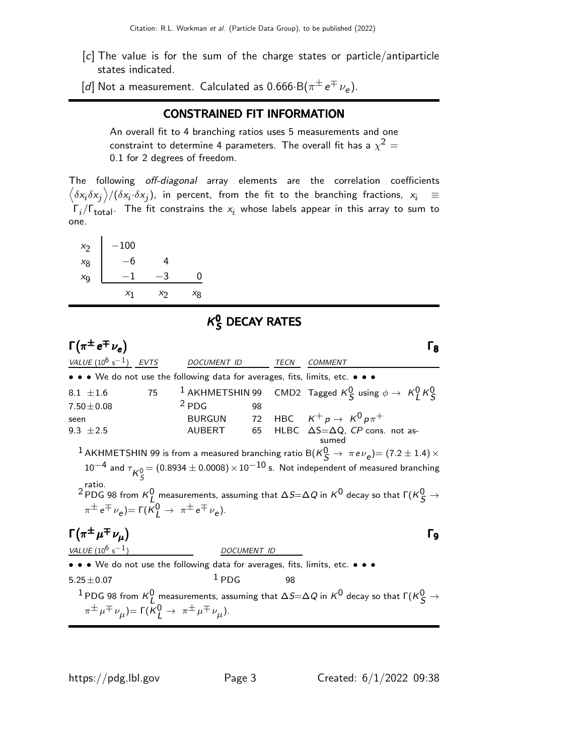[c] The value is for the sum of the charge states or particle/antiparticle states indicated.

[d] Not a measurement. Calculated as $0.666 \cdot B(\pi^{\pm} e^{\mp} \nu_e)$.

## CONSTRAINED FIT INFORMATION

An overall fit to 4 branching ratios uses 5 measurements and one constraint to determine 4 parameters. The overall fit has a $\chi^2 =$ 0.1 for 2 degrees of freedom.

The following *off-diagonal* array elements are the correlation coefficients $\left\langle \delta x_i \delta x_j \right\rangle / (\delta x_i \cdot \delta x_j)$, in percent, from the fit to the branching fractions, $x_i \equiv \Gamma_i / \Gamma_{\text{total}}$. The fit constrains the $x_i$ whose labels appear in this array to sum to one.

| | | | |
|---|---|---|---|
| $x_2$ | −100 | | |
| $x_8$ | −6 | 4 | |
| $x_9$ | −1 | −3 | 0 |
| | $x_1$ | $x_2$ | $x_8$ |

## $K^0_S$ DECAY RATES

### $\Gamma(\pi^{\pm} e^{\mp} \nu_e)$ — $\Gamma_8$

| VALUE ($10^6$ s$^{-1}$) | EVTS | DOCUMENT ID | | TECN | COMMENT |
|---|---|---|---|---|---|
| • • • We do not use the following data for averages, fits, limits, etc. • • • | | | | | |
| 8.1 ± 1.6 | 75 | [1] AKHMETSHIN | 99 | CMD2 | Tagged $K^0_S$ using $\phi \to K^0_L K^0_S$ |
| 7.50 ± 0.08 | | [2] PDG | 98 | | |
| seen | | BURGUN | 72 | HBC | $K^+ p \to K^0 p \pi^+$ |
| 9.3 ± 2.5 | | AUBERT | 65 | HLBC | $\Delta S = \Delta Q$, $CP$ cons. not assumed |

[1] AKHMETSHIN 99 is from a measured branching ratio $B(K^0_S \to \pi e \nu_e) = (7.2 \pm 1.4) \times 10^{-4}$ and $\tau_{K^0_S} = (0.8934 \pm 0.0008) \times 10^{-10}$ s. Not independent of measured branching ratio.

[2] PDG 98 from $K^0_L$ measurements, assuming that $\Delta S = \Delta Q$ in $K^0$ decay so that $\Gamma(K^0_S \to \pi^{\pm} e^{\mp} \nu_e) = \Gamma(K^0_L \to \pi^{\pm} e^{\mp} \nu_e)$.

### $\Gamma(\pi^{\pm} \mu^{\mp} \nu_{\mu})$ — $\Gamma_9$

| VALUE ($10^6$ s$^{-1}$) | DOCUMENT ID | |
|---|---|---|
| • • • We do not use the following data for averages, fits, limits, etc. • • • | | |
| 5.25 ± 0.07 | [1] PDG | 98 |

[1] PDG 98 from $K^0_L$ measurements, assuming that $\Delta S = \Delta Q$ in $K^0$ decay so that $\Gamma(K^0_S \to \pi^{\pm} \mu^{\mp} \nu_{\mu}) = \Gamma(K^0_L \to \pi^{\pm} \mu^{\mp} \nu_{\mu})$.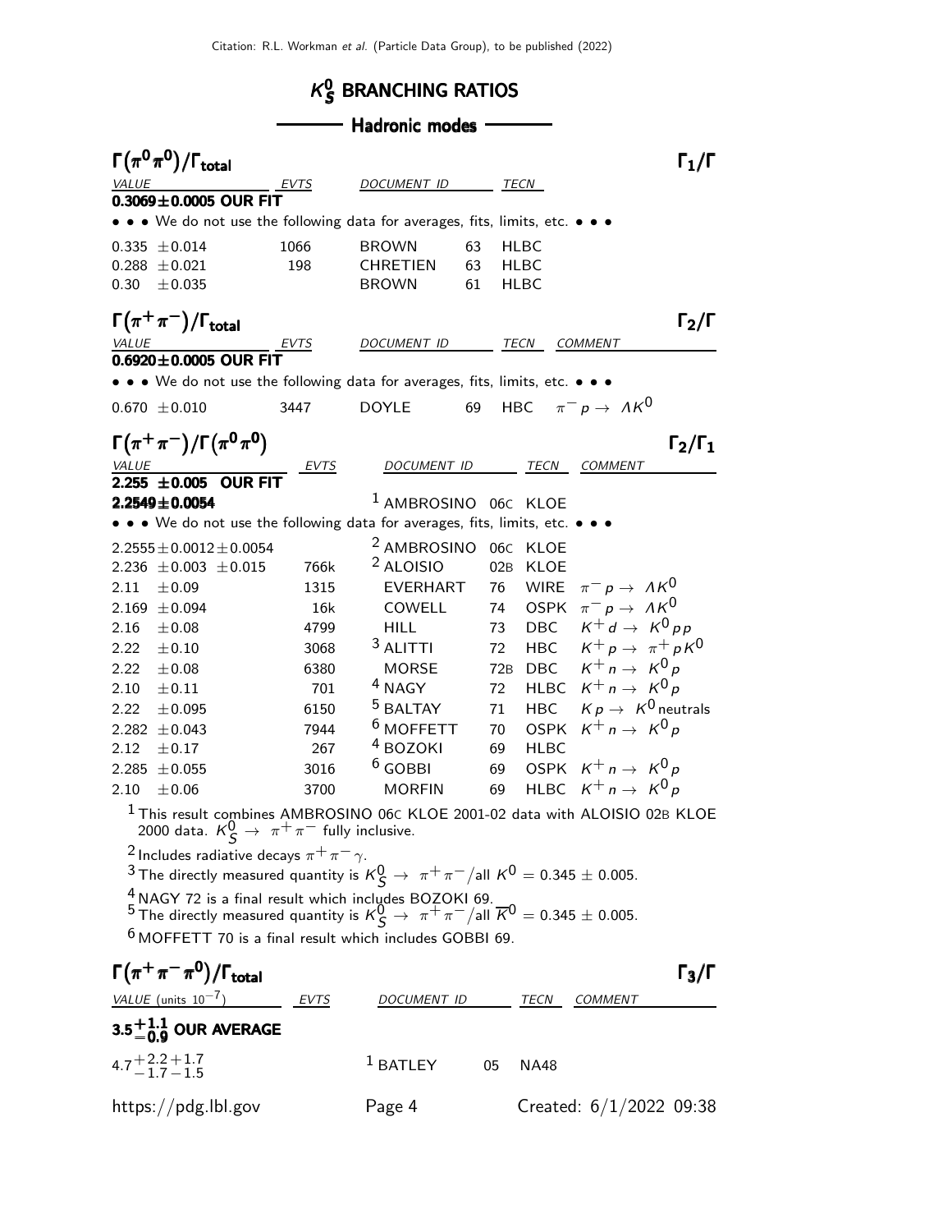# $K^0_S$ BRANCHING RATIOS

## Hadronic modes

### $\Gamma(\pi^0\pi^0)/\Gamma_{\text{total}}$ — $\Gamma_1/\Gamma$

| VALUE | EVTS | DOCUMENT ID | | TECN |
|---|---|---|---|---|
| **0.3069±0.0005 OUR FIT** | | | | |
| • • • We do not use the following data for averages, fits, limits, etc. • • • | | | | |
| 0.335 ±0.014 | 1066 | BROWN | 63 | HLBC |
| 0.288 ±0.021 | 198 | CHRETIEN | 63 | HLBC |
| 0.30 ±0.035 | | BROWN | 61 | HLBC |

### $\Gamma(\pi^+\pi^-)/\Gamma_{\text{total}}$ — $\Gamma_2/\Gamma$

| VALUE | EVTS | DOCUMENT ID | | TECN | COMMENT |
|---|---|---|---|---|---|
| **0.6920±0.0005 OUR FIT** | | | | | |
| • • • We do not use the following data for averages, fits, limits, etc. • • • | | | | | |
| 0.670 ±0.010 | 3447 | DOYLE | 69 | HBC | $\pi^- p \to \Lambda K^0$ |

### $\Gamma(\pi^+\pi^-)/\Gamma(\pi^0\pi^0)$ — $\Gamma_2/\Gamma_1$

| VALUE | EVTS | DOCUMENT ID | | TECN | COMMENT |
|---|---|---|---|---|---|
| **2.255 ±0.005 OUR FIT** | | | | | |
| **2.2549±0.0054** | | [1] AMBROSINO | 06C | KLOE | |
| • • • We do not use the following data for averages, fits, limits, etc. • • • | | | | | |
| 2.2555±0.0012±0.0054 | | [2] AMBROSINO | 06C | KLOE | |
| 2.236 ±0.003 ±0.015 | 766k | [2] ALOISIO | 02B | KLOE | |
| 2.11 ±0.09 | 1315 | EVERHART | 76 | WIRE | $\pi^- p \to \Lambda K^0$ |
| 2.169 ±0.094 | 16k | COWELL | 74 | OSPK | $\pi^- p \to \Lambda K^0$ |
| 2.16 ±0.08 | 4799 | HILL | 73 | DBC | $K^+ d \to K^0 p p$ |
| 2.22 ±0.10 | 3068 | [3] ALITTI | 72 | HBC | $K^+ p \to \pi^+ p K^0$ |
| 2.22 ±0.08 | 6380 | MORSE | 72B | DBC | $K^+ n \to K^0 p$ |
| 2.10 ±0.11 | 701 | [4] NAGY | 72 | HLBC | $K^+ n \to K^0 p$ |
| 2.22 ±0.095 | 6150 | [5] BALTAY | 71 | HBC | $K p \to K^0$ neutrals |
| 2.282 ±0.043 | 7944 | [6] MOFFETT | 70 | OSPK | $K^+ n \to K^0 p$ |
| 2.12 ±0.17 | 267 | [4] BOZOKI | 69 | HLBC | |
| 2.285 ±0.055 | 3016 | [6] GOBBI | 69 | OSPK | $K^+ n \to K^0 p$ |
| 2.10 ±0.06 | 3700 | MORFIN | 69 | HLBC | $K^+ n \to K^0 p$ |

[1] This result combines AMBROSINO 06C KLOE 2001-02 data with ALOISIO 02B KLOE 2000 data. $K^0_S \to \pi^+\pi^-$ fully inclusive.

[2] Includes radiative decays $\pi^+\pi^-\gamma$.

[3] The directly measured quantity is $K^0_S \to \pi^+\pi^-/\text{all } K^0 = 0.345 \pm 0.005$.

[4] NAGY 72 is a final result which includes BOZOKI 69.

[5] The directly measured quantity is $K^0_S \to \pi^+\pi^-/\text{all } \overline{K}^0 = 0.345 \pm 0.005$.

[6] MOFFETT 70 is a final result which includes GOBBI 69.

### $\Gamma(\pi^+\pi^-\pi^0)/\Gamma_{\text{total}}$ — $\Gamma_3/\Gamma$

| VALUE (units $10^{-7}$) | EVTS | DOCUMENT ID | | TECN | COMMENT |
|---|---|---|---|---|---|
| **$3.5^{+1.1}_{-0.9}$ OUR AVERAGE** | | | | | |
| $4.7^{+2.2}_{-1.7}{}^{+1.7}_{-1.5}$ | | [1] BATLEY | 05 | NA48 | |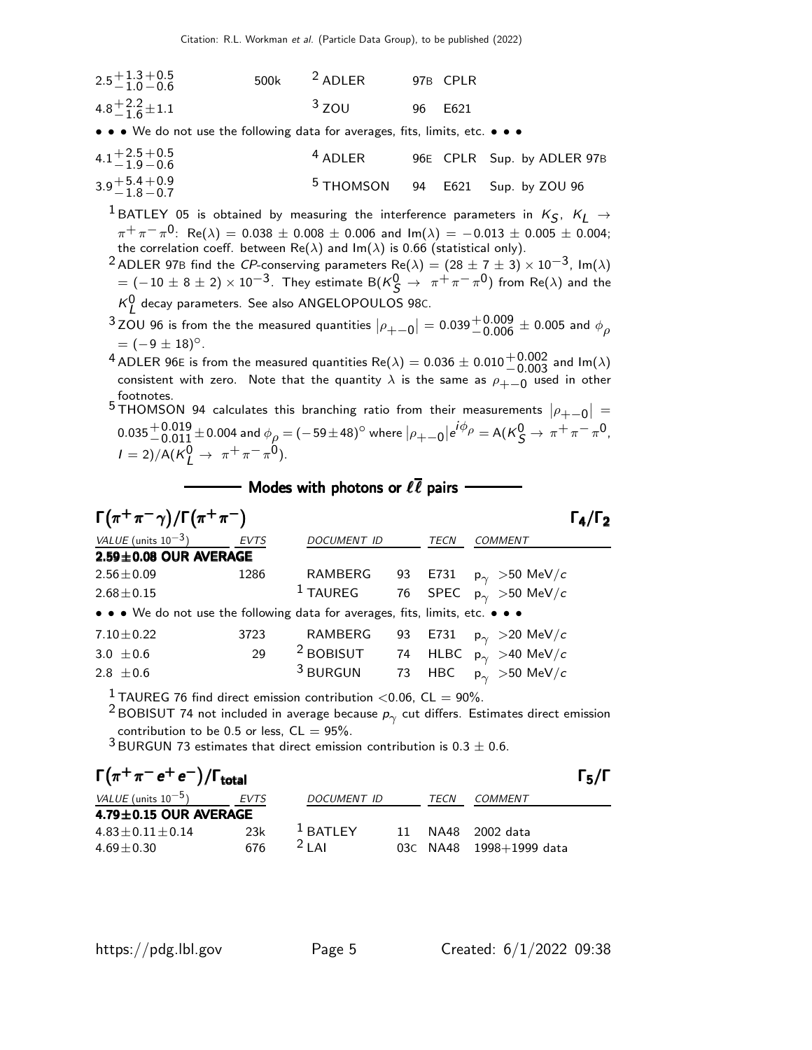| | | | | | |
|---|---|---|---|---|---|
| $2.5^{+1.3}_{-1.0}{}^{+0.5}_{-0.6}$ | 500k | [2] ADLER | 97B | CPLR | |
| $4.8^{+2.2}_{-1.6}\pm1.1$ | | [3] ZOU | 96 | E621 | |
| • • • We do not use the following data for averages, fits, limits, etc. • • • | | | | | |
| $4.1^{+2.5}_{-1.9}{}^{+0.5}_{-0.6}$ | | [4] ADLER | 96E | CPLR | Sup. by ADLER 97B |
| $3.9^{+5.4}_{-1.8}{}^{+0.9}_{-0.7}$ | | [5] THOMSON | 94 | E621 | Sup. by ZOU 96 |

[1] BATLEY 05 is obtained by measuring the interference parameters in $K_S$, $K_L \rightarrow \pi^+\pi^-\pi^0$: Re($\lambda$) = 0.038 ± 0.008 ± 0.006 and Im($\lambda$) = −0.013 ± 0.005 ± 0.004; the correlation coeff. between Re($\lambda$) and Im($\lambda$) is 0.66 (statistical only).

[2] ADLER 97B find the *CP*-conserving parameters Re($\lambda$) = $(28 \pm 7 \pm 3) \times 10^{-3}$, Im($\lambda$) = $(-10 \pm 8 \pm 2) \times 10^{-3}$. They estimate B($K^0_S \rightarrow \pi^+\pi^-\pi^0$) from Re($\lambda$) and the $K^0_L$ decay parameters. See also ANGELOPOULOS 98C.

[3] ZOU 96 is from the the measured quantities $|\rho_{+-0}| = 0.039^{+0.009}_{-0.006} \pm 0.005$ and $\phi_\rho = (-9 \pm 18)^\circ$.

[4] ADLER 96E is from the measured quantities Re($\lambda$) = $0.036 \pm 0.010^{+0.002}_{-0.003}$ and Im($\lambda$) consistent with zero. Note that the quantity $\lambda$ is the same as $\rho_{+-0}$ used in other footnotes.

[5] THOMSON 94 calculates this branching ratio from their measurements $|\rho_{+-0}| = 0.035^{+0.019}_{-0.011} \pm 0.004$ and $\phi_\rho = (-59 \pm 48)^\circ$ where $|\rho_{+-0}|e^{i\phi_\rho} = A(K^0_S \rightarrow \pi^+\pi^-\pi^0, I = 2)/A(K^0_L \rightarrow \pi^+\pi^-\pi^0)$.

## Modes with photons or $\ell\bar{\ell}$ pairs

### $\Gamma(\pi^+\pi^-\gamma)/\Gamma(\pi^+\pi^-)$ — $\Gamma_4/\Gamma_2$

| VALUE (units $10^{-3}$) | EVTS | DOCUMENT ID | | TECN | COMMENT |
|---|---|---|---|---|---|
| **2.59±0.08 OUR AVERAGE** | | | | | |
| 2.56±0.09 | 1286 | RAMBERG | 93 | E731 | $p_\gamma$ >50 MeV/$c$ |
| 2.68±0.15 | | [1] TAUREG | 76 | SPEC | $p_\gamma$ >50 MeV/$c$ |
| • • • We do not use the following data for averages, fits, limits, etc. • • • | | | | | |
| 7.10±0.22 | 3723 | RAMBERG | 93 | E731 | $p_\gamma$ >20 MeV/$c$ |
| 3.0 ±0.6 | 29 | [2] BOBISUT | 74 | HLBC | $p_\gamma$ >40 MeV/$c$ |
| 2.8 ±0.6 | | [3] BURGUN | 73 | HBC | $p_\gamma$ >50 MeV/$c$ |

[1] TAUREG 76 find direct emission contribution <0.06, CL = 90%.

[2] BOBISUT 74 not included in average because $p_\gamma$ cut differs. Estimates direct emission contribution to be 0.5 or less, CL = 95%.

[3] BURGUN 73 estimates that direct emission contribution is 0.3 ± 0.6.

### $\Gamma(\pi^+\pi^-e^+e^-)/\Gamma_{\text{total}}$ — $\Gamma_5/\Gamma$

| VALUE (units $10^{-5}$) | EVTS | DOCUMENT ID | | TECN | COMMENT |
|---|---|---|---|---|---|
| **4.79±0.15 OUR AVERAGE** | | | | | |
| 4.83±0.11±0.14 | 23k | [1] BATLEY | 11 | NA48 | 2002 data |
| 4.69±0.30 | 676 | [2] LAI | 03C | NA48 | 1998+1999 data |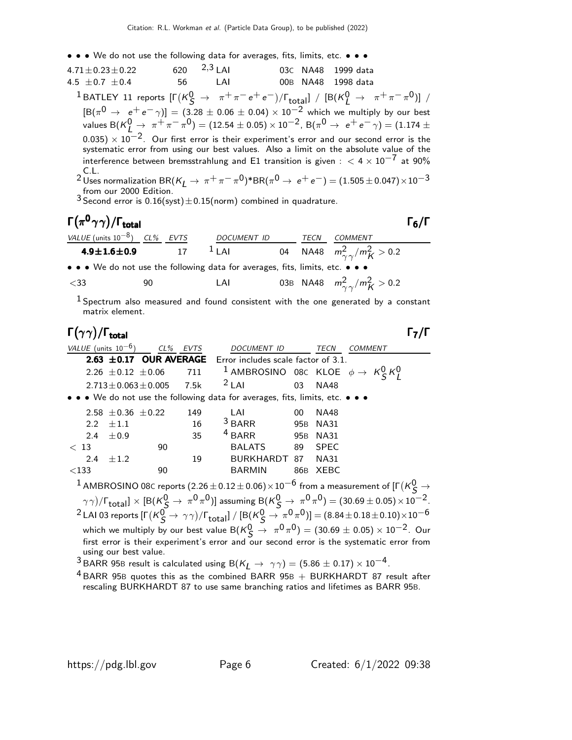• • • We do not use the following data for averages, fits, limits, etc. • • •

| | | | | |
|---|---|---|---|---|
| $4.71 \pm 0.23 \pm 0.22$ | 620 | [2,3] LAI | 03C NA48 | 1999 data |
| $4.5 \pm 0.7 \pm 0.4$ | 56 | LAI | 00B NA48 | 1998 data |

[1] BATLEY 11 reports $[\Gamma(K^0_S \to \pi^+\pi^- e^+ e^-)/\Gamma_{total}]$ / $[B(K^0_L \to \pi^+\pi^-\pi^0)]$ / $[B(\pi^0 \to e^+e^-\gamma)] = (3.28 \pm 0.06 \pm 0.04) \times 10^{-2}$ which we multiply by our best values $B(K^0_L \to \pi^+\pi^-\pi^0) = (12.54 \pm 0.05) \times 10^{-2}$, $B(\pi^0 \to e^+e^-\gamma) = (1.174 \pm 0.035) \times 10^{-2}$. Our first error is their experiment's error and our second error is the systematic error from using our best values. Also a limit on the absolute value of the interference between bremsstrahlung and E1 transition is given : $< 4 \times 10^{-7}$ at 90% C.L.

[2] Uses normalization $BR(K_L \to \pi^+\pi^-\pi^0)$*$BR(\pi^0 \to e^+e^-) = (1.505 \pm 0.047) \times 10^{-3}$ from our 2000 Edition.

[3] Second error is 0.16(syst)$\pm$0.15(norm) combined in quadrature.

## $\Gamma(\pi^0\gamma\gamma)/\Gamma_{total}$ $\Gamma_6/\Gamma$

| VALUE (units $10^{-8}$) | CL% | EVTS | DOCUMENT ID | | TECN | COMMENT |
|---|---|---|---|---|---|---|
| **$4.9 \pm 1.6 \pm 0.9$** | | 17 | [1] LAI | 04 | NA48 | $m^2_{\gamma\gamma}/m^2_K > 0.2$ |
| • • • We do not use the following data for averages, fits, limits, etc. • • • | | | | | | |
| $<33$ | 90 | | LAI | 03B | NA48 | $m^2_{\gamma\gamma}/m^2_K > 0.2$ |

[1] Spectrum also measured and found consistent with the one generated by a constant matrix element.

## $\Gamma(\gamma\gamma)/\Gamma_{total}$ $\Gamma_7/\Gamma$

| VALUE (units $10^{-6}$) | CL% | EVTS | DOCUMENT ID | | TECN | COMMENT |
|---|---|---|---|---|---|---|
| **$2.63 \pm 0.17$ OUR AVERAGE** | | | Error includes scale factor of 3.1. | | | |
| $2.26 \pm 0.12 \pm 0.06$ | | 711 | [1] AMBROSINO | 08C | KLOE | $\phi \to K^0_S K^0_L$ |
| $2.713 \pm 0.063 \pm 0.005$ | | 7.5k | [2] LAI | 03 | NA48 | |
| • • • We do not use the following data for averages, fits, limits, etc. • • • | | | | | | |
| $2.58 \pm 0.36 \pm 0.22$ | | 149 | LAI | 00 | NA48 | |
| $2.2 \pm 1.1$ | | 16 | [3] BARR | 95B | NA31 | |
| $2.4 \pm 0.9$ | | 35 | [4] BARR | 95B | NA31 | |
| $< 13$ | 90 | | BALATS | 89 | SPEC | |
| $2.4 \pm 1.2$ | | 19 | BURKHARDT | 87 | NA31 | |
| $<133$ | 90 | | BARMIN | 86B | XEBC | |

[1] AMBROSINO 08C reports $(2.26 \pm 0.12 \pm 0.06) \times 10^{-6}$ from a measurement of $[\Gamma(K^0_S \to \gamma\gamma)/\Gamma_{total}] \times [B(K^0_S \to \pi^0\pi^0)]$ assuming $B(K^0_S \to \pi^0\pi^0) = (30.69 \pm 0.05) \times 10^{-2}$.

[2] LAI 03 reports $[\Gamma(K^0_S \to \gamma\gamma)/\Gamma_{total}]$ / $[B(K^0_S \to \pi^0\pi^0)] = (8.84 \pm 0.18 \pm 0.10) \times 10^{-6}$ which we multiply by our best value $B(K^0_S \to \pi^0\pi^0) = (30.69 \pm 0.05) \times 10^{-2}$. Our first error is their experiment's error and our second error is the systematic error from using our best value.

[3] BARR 95B result is calculated using $B(K_L \to \gamma\gamma) = (5.86 \pm 0.17) \times 10^{-4}$.

[4] BARR 95B quotes this as the combined BARR 95B + BURKHARDT 87 result after rescaling BURKHARDT 87 to use same branching ratios and lifetimes as BARR 95B.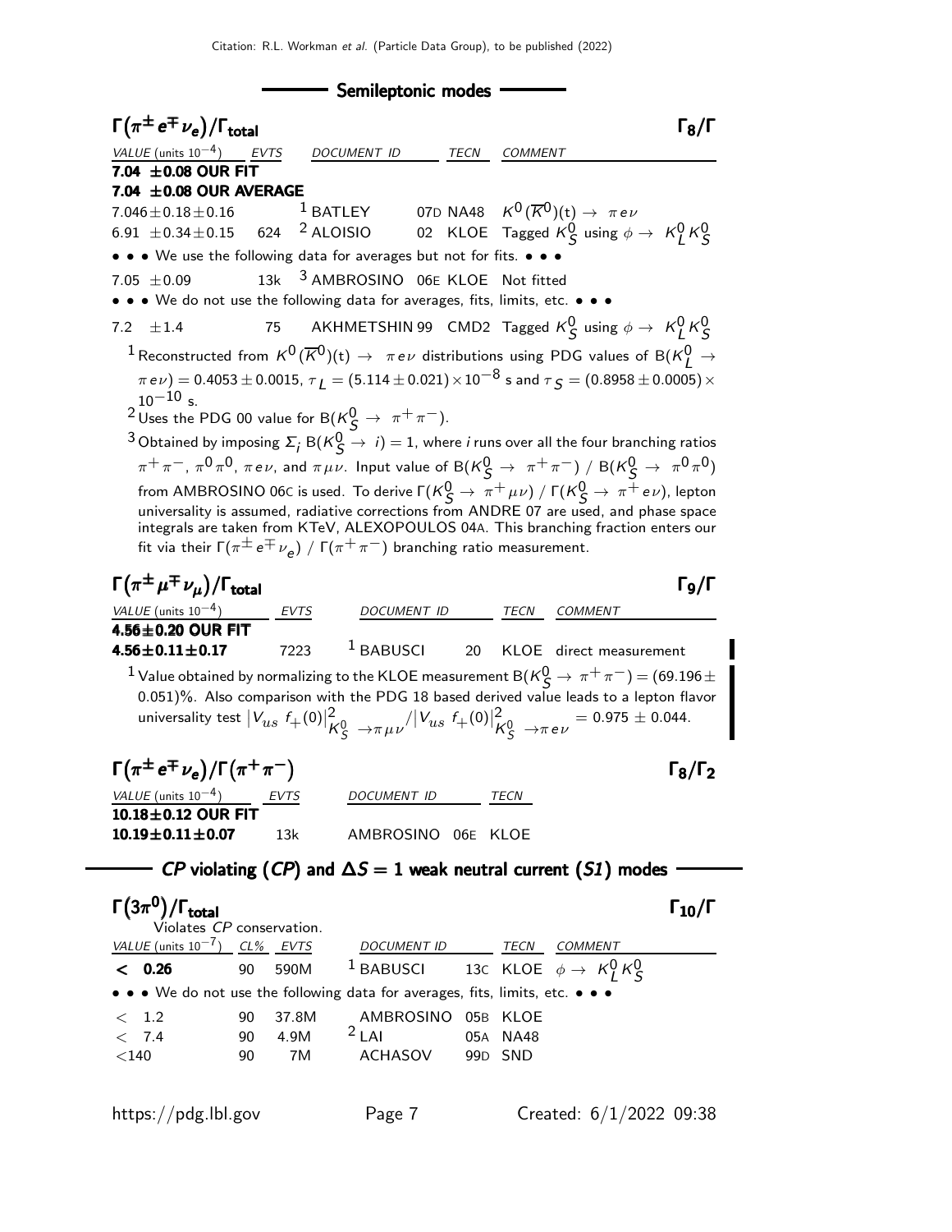## Semileptonic modes

### $\Gamma(\pi^{\pm} e^{\mp} \nu_e)/\Gamma_{total}$ — $\Gamma_8/\Gamma$

| VALUE (units $10^{-4}$) | EVTS | DOCUMENT ID | | TECN | COMMENT |
|---|---|---|---|---|---|
| **7.04 ±0.08 OUR FIT** | | | | | |
| **7.04 ±0.08 OUR AVERAGE** | | | | | |
| 7.046±0.18±0.16 | | [1] BATLEY | 07D | NA48 | $K^0(\overline{K}^0)(t) \rightarrow \pi e \nu$ |
| 6.91 ±0.34±0.15 | 624 | [2] ALOISIO | 02 | KLOE | Tagged $K^0_S$ using $\phi \rightarrow K^0_L K^0_S$ |
| • • • We use the following data for averages but not for fits. • • • | | | | | |
| 7.05 ±0.09 | 13k | [3] AMBROSINO | 06E | KLOE | Not fitted |
| • • • We do not use the following data for averages, fits, limits, etc. • • • | | | | | |
| 7.2 ±1.4 | 75 | AKHMETSHIN | 99 | CMD2 | Tagged $K^0_S$ using $\phi \rightarrow K^0_L K^0_S$ |

[1] Reconstructed from $K^0(\overline{K}^0)(t) \rightarrow \pi e \nu$ distributions using PDG values of $B(K^0_L \rightarrow \pi e \nu) = 0.4053 \pm 0.0015$, $\tau_L = (5.114 \pm 0.021) \times 10^{-8}$ s and $\tau_S = (0.8958 \pm 0.0005) \times 10^{-10}$ s.

[2] Uses the PDG 00 value for $B(K^0_S \rightarrow \pi^+ \pi^-)$.

[3] Obtained by imposing $\Sigma_i B(K^0_S \rightarrow i) = 1$, where $i$ runs over all the four branching ratios $\pi^+\pi^-$, $\pi^0\pi^0$, $\pi e \nu$, and $\pi \mu \nu$. Input value of $B(K^0_S \rightarrow \pi^+\pi^-) / B(K^0_S \rightarrow \pi^0\pi^0)$ from AMBROSINO 06C is used. To derive $\Gamma(K^0_S \rightarrow \pi^+ \mu \nu) / \Gamma(K^0_S \rightarrow \pi^+ e \nu)$, lepton universality is assumed, radiative corrections from ANDRE 07 are used, and phase space integrals are taken from KTeV, ALEXOPOULOS 04A. This branching fraction enters our fit via their $\Gamma(\pi^{\pm} e^{\mp} \nu_e) / \Gamma(\pi^+\pi^-)$ branching ratio measurement.

### $\Gamma(\pi^{\pm} \mu^{\mp} \nu_{\mu})/\Gamma_{total}$ — $\Gamma_9/\Gamma$

| VALUE (units $10^{-4}$) | EVTS | DOCUMENT ID | | TECN | COMMENT |
|---|---|---|---|---|---|
| **4.56±0.20 OUR FIT** | | | | | |
| **4.56±0.11±0.17** | 7223 | [1] BABUSCI | 20 | KLOE | direct measurement |

[1] Value obtained by normalizing to the KLOE measurement $B(K^0_S \rightarrow \pi^+\pi^-) = (69.196 \pm 0.051)\%$. Also comparison with the PDG 18 based derived value leads to a lepton flavor universality test $|V_{us}\ f_+(0)|^2_{K^0_S \rightarrow \pi \mu \nu} / |V_{us}\ f_+(0)|^2_{K^0_S \rightarrow \pi e \nu} = 0.975 \pm 0.044$.

### $\Gamma(\pi^{\pm} e^{\mp} \nu_e)/\Gamma(\pi^+\pi^-)$ — $\Gamma_8/\Gamma_2$

| VALUE (units $10^{-4}$) | EVTS | DOCUMENT ID | | TECN |
|---|---|---|---|---|
| **10.18±0.12 OUR FIT** | | | | |
| **10.19±0.11±0.07** | 13k | AMBROSINO | 06E | KLOE |

## CP violating (CP) and $\Delta S = 1$ weak neutral current (S1) modes

### $\Gamma(3\pi^0)/\Gamma_{total}$ — $\Gamma_{10}/\Gamma$

Violates CP conservation.

| VALUE (units $10^{-7}$) | CL% | EVTS | DOCUMENT ID | | TECN | COMMENT |
|---|---|---|---|---|---|---|
| **< 0.26** | 90 | 590M | [1] BABUSCI | 13C | KLOE | $\phi \rightarrow K^0_L K^0_S$ |
| • • • We do not use the following data for averages, fits, limits, etc. • • • | | | | | | |
| < 1.2 | 90 | 37.8M | AMBROSINO | 05B | KLOE | |
| < 7.4 | 90 | 4.9M | [2] LAI | 05A | NA48 | |
| <140 | 90 | 7M | ACHASOV | 99D | SND | |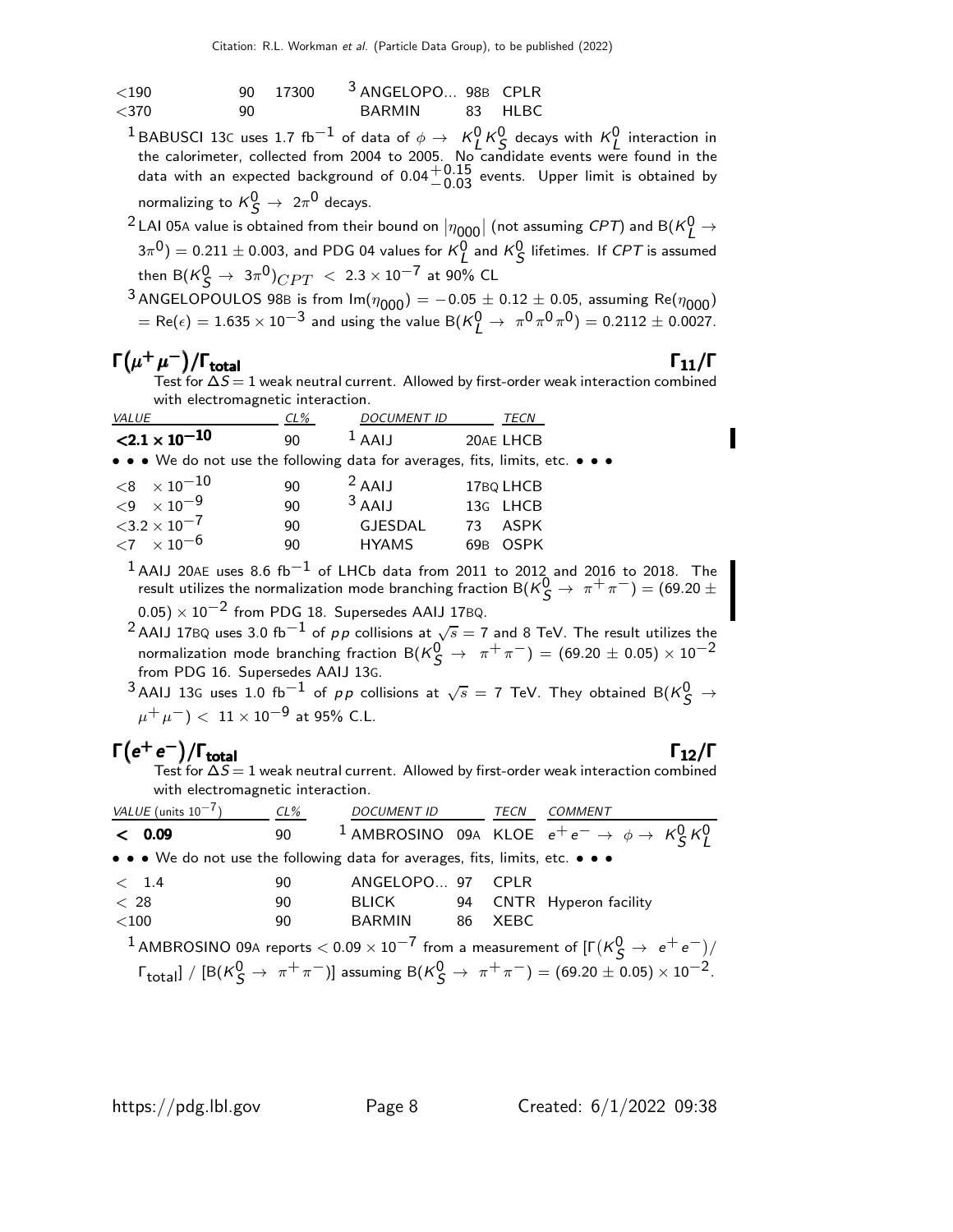| | | | | |
|---|---|---|---|---|
| <190 | 90 | 17300 | [3] ANGELOPO... 98B | CPLR |
| <370 | 90 | | BARMIN 83 | HLBC |

[1] BABUSCI 13C uses 1.7 fb$^{-1}$ of data of $\phi \to K^0_L K^0_S$ decays with $K^0_L$ interaction in the calorimeter, collected from 2004 to 2005. No candidate events were found in the data with an expected background of $0.04^{+0.15}_{-0.03}$ events. Upper limit is obtained by normalizing to $K^0_S \to 2\pi^0$ decays.

[2] LAI 05A value is obtained from their bound on $|\eta_{000}|$ (not assuming *CPT*) and B($K^0_L \to 3\pi^0$) = 0.211 ± 0.003, and PDG 04 values for $K^0_L$ and $K^0_S$ lifetimes. If *CPT* is assumed then B($K^0_S \to 3\pi^0)_{CPT} < 2.3 \times 10^{-7}$ at 90% CL

[3] ANGELOPOULOS 98B is from Im($\eta_{000}$) = −0.05 ± 0.12 ± 0.05, assuming Re($\eta_{000}$) = Re($\epsilon$) = $1.635 \times 10^{-3}$ and using the value B($K^0_L \to \pi^0\pi^0\pi^0$) = 0.2112 ± 0.0027.

## $\Gamma(\mu^+\mu^-)/\Gamma_{\text{total}}$ $\Gamma_{11}/\Gamma$

Test for $\Delta S = 1$ weak neutral current. Allowed by first-order weak interaction combined with electromagnetic interaction.

| VALUE | CL% | DOCUMENT ID | | TECN |
|---|---|---|---|---|
| **$<2.1 \times 10^{-10}$** | 90 | [1] AAIJ | 20AE | LHCB |
| • • • We do not use the following data for averages, fits, limits, etc. • • • | | | | |
| $<8 \times 10^{-10}$ | 90 | [2] AAIJ | 17BQ | LHCB |
| $<9 \times 10^{-9}$ | 90 | [3] AAIJ | 13G | LHCB |
| $<3.2 \times 10^{-7}$ | 90 | GJESDAL | 73 | ASPK |
| $<7 \times 10^{-6}$ | 90 | HYAMS | 69B | OSPK |

[1] AAIJ 20AE uses 8.6 fb$^{-1}$ of LHCb data from 2011 to 2012 and 2016 to 2018. The result utilizes the normalization mode branching fraction B($K^0_S \to \pi^+\pi^-$) = (69.20 ± 0.05) × $10^{-2}$ from PDG 18. Supersedes AAIJ 17BQ.

[2] AAIJ 17BQ uses 3.0 fb$^{-1}$ of $pp$ collisions at $\sqrt{s}$ = 7 and 8 TeV. The result utilizes the normalization mode branching fraction B($K^0_S \to \pi^+\pi^-$) = (69.20 ± 0.05) × $10^{-2}$ from PDG 16. Supersedes AAIJ 13G.

[3] AAIJ 13G uses 1.0 fb$^{-1}$ of $pp$ collisions at $\sqrt{s}$ = 7 TeV. They obtained B($K^0_S \to \mu^+\mu^-$) < $11 \times 10^{-9}$ at 95% C.L.

## $\Gamma(e^+e^-)/\Gamma_{\text{total}}$ $\Gamma_{12}/\Gamma$

Test for $\Delta S = 1$ weak neutral current. Allowed by first-order weak interaction combined with electromagnetic interaction.

| VALUE (units $10^{-7}$) | CL% | DOCUMENT ID | | TECN | COMMENT |
|---|---|---|---|---|---|
| **< 0.09** | 90 | [1] AMBROSINO | 09A | KLOE | $e^+e^- \to \phi \to K^0_S K^0_L$ |
| • • • We do not use the following data for averages, fits, limits, etc. • • • | | | | | |
| < 1.4 | 90 | ANGELOPO... | 97 | CPLR | |
| < 28 | 90 | BLICK | 94 | CNTR | Hyperon facility |
| <100 | 90 | BARMIN | 86 | XEBC | |

[1] AMBROSINO 09A reports $< 0.09 \times 10^{-7}$ from a measurement of [$\Gamma(K^0_S \to e^+e^-)/\Gamma_{\text{total}}$] / [B($K^0_S \to \pi^+\pi^-$)] assuming B($K^0_S \to \pi^+\pi^-$) = (69.20 ± 0.05) × $10^{-2}$.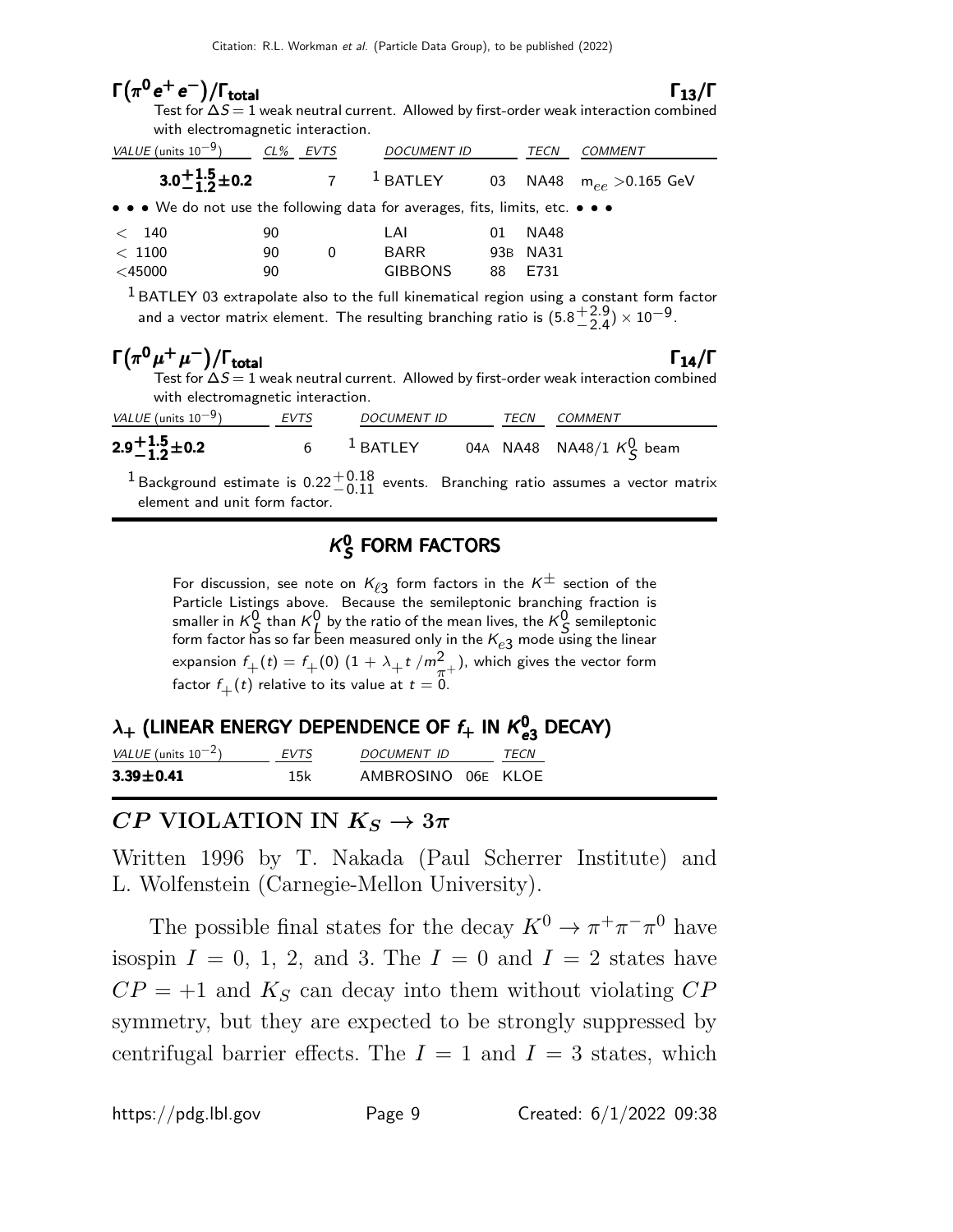### $\Gamma(\pi^0 e^+ e^-)/\Gamma_{\text{total}}$ $\Gamma_{13}/\Gamma$

Test for $\Delta S = 1$ weak neutral current. Allowed by first-order weak interaction combined with electromagnetic interaction.

| VALUE (units $10^{-9}$) | CL% | EVTS | DOCUMENT ID | | TECN | COMMENT |
|---|---|---|---|---|---|---|
| $\mathbf{3.0^{+1.5}_{-1.2}\pm0.2}$ | | 7 | [1] BATLEY | 03 | NA48 | $m_{ee} > 0.165$ GeV |
| • • • We do not use the following data for averages, fits, limits, etc. • • • | | | | | | |
| $< 140$ | 90 | | LAI | 01 | NA48 | |
| $< 1100$ | 90 | 0 | BARR | 93B | NA31 | |
| $< 45000$ | 90 | | GIBBONS | 88 | E731 | |

[1] BATLEY 03 extrapolate also to the full kinematical region using a constant form factor and a vector matrix element. The resulting branching ratio is $(5.8^{+2.9}_{-2.4}) \times 10^{-9}$.

### $\Gamma(\pi^0 \mu^+ \mu^-)/\Gamma_{\text{total}}$ $\Gamma_{14}/\Gamma$

Test for $\Delta S = 1$ weak neutral current. Allowed by first-order weak interaction combined with electromagnetic interaction.

| VALUE (units $10^{-9}$) | EVTS | DOCUMENT ID | | TECN | COMMENT |
|---|---|---|---|---|---|
| $\mathbf{2.9^{+1.5}_{-1.2}\pm0.2}$ | 6 | [1] BATLEY | 04A | NA48 | NA48/1 $K^0_S$ beam |

[1] Background estimate is $0.22^{+0.18}_{-0.11}$ events. Branching ratio assumes a vector matrix element and unit form factor.

## $K^0_S$ FORM FACTORS

For discussion, see note on $K_{\ell 3}$ form factors in the $K^{\pm}$ section of the Particle Listings above. Because the semileptonic branching fraction is smaller in $K^0_S$ than $K^0_L$ by the ratio of the mean lives, the $K^0_S$ semileptonic form factor has so far been measured only in the $K_{e3}$ mode using the linear expansion $f_+(t) = f_+(0)\,(1 + \lambda_+ t\,/m^2_{\pi^+})$, which gives the vector form factor $f_+(t)$ relative to its value at $t = 0$.

### $\lambda_+$ (LINEAR ENERGY DEPENDENCE OF $f_+$ IN $K^0_{e3}$ DECAY)

| VALUE (units $10^{-2}$) | EVTS | DOCUMENT ID | | TECN |
|---|---|---|---|---|
| $\mathbf{3.39\pm0.41}$ | 15k | AMBROSINO | 06E | KLOE |

## $CP$ VIOLATION IN $K_S \to 3\pi$

Written 1996 by T. Nakada (Paul Scherrer Institute) and L. Wolfenstein (Carnegie-Mellon University).

The possible final states for the decay $K^0 \to \pi^+\pi^-\pi^0$ have isospin $I = 0$, 1, 2, and 3. The $I = 0$ and $I = 2$ states have $CP = +1$ and $K_S$ can decay into them without violating $CP$ symmetry, but they are expected to be strongly suppressed by centrifugal barrier effects. The $I = 1$ and $I = 3$ states, which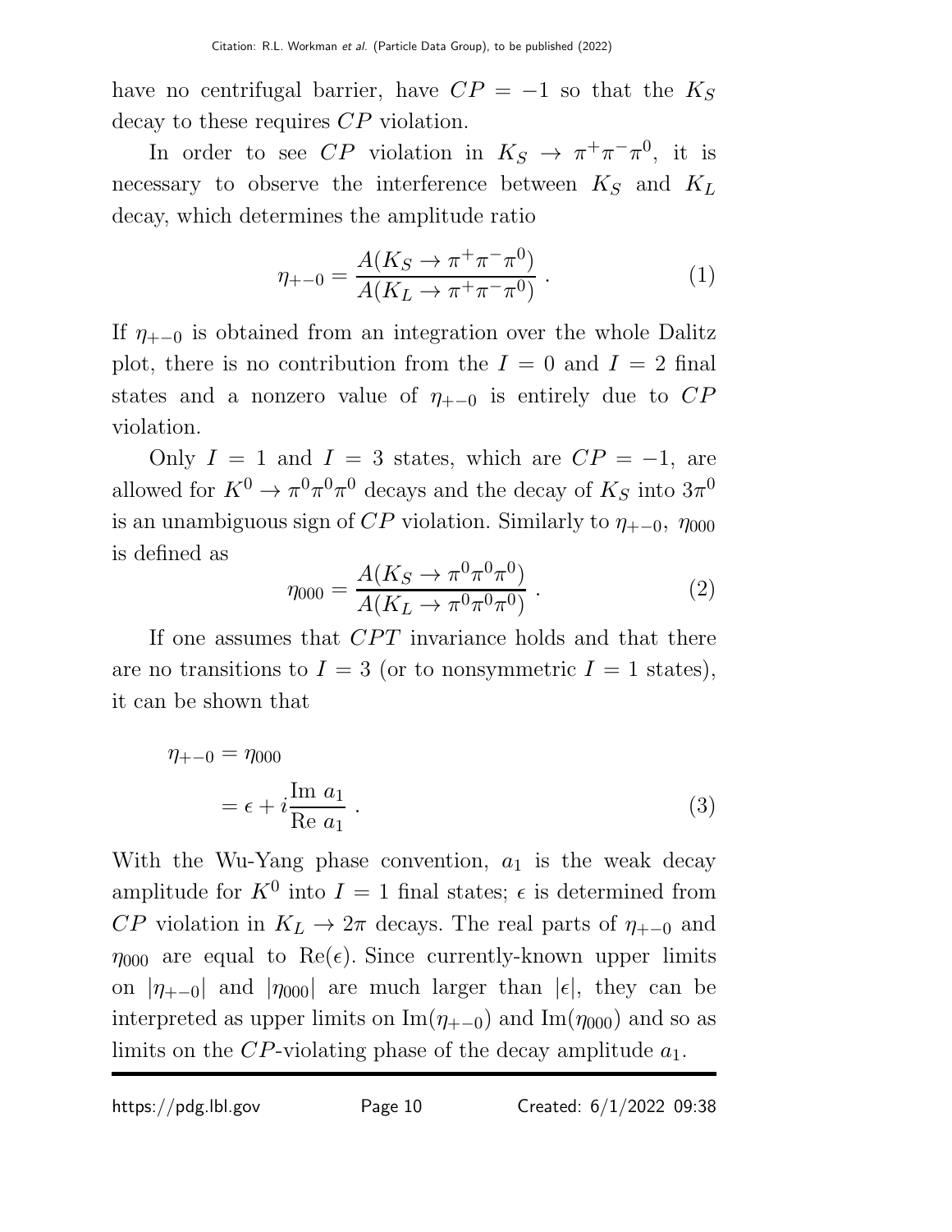have no centrifugal barrier, have $CP = -1$ so that the $K_S$ decay to these requires $CP$ violation.

In order to see $CP$ violation in $K_S \to \pi^+\pi^-\pi^0$, it is necessary to observe the interference between $K_S$ and $K_L$ decay, which determines the amplitude ratio

$$\eta_{+-0} = \frac{A(K_S \to \pi^+\pi^-\pi^0)}{A(K_L \to \pi^+\pi^-\pi^0)} \; . \tag{1}$$

If $\eta_{+-0}$ is obtained from an integration over the whole Dalitz plot, there is no contribution from the $I = 0$ and $I = 2$ final states and a nonzero value of $\eta_{+-0}$ is entirely due to $CP$ violation.

Only $I = 1$ and $I = 3$ states, which are $CP = -1$, are allowed for $K^0 \to \pi^0\pi^0\pi^0$ decays and the decay of $K_S$ into $3\pi^0$ is an unambiguous sign of $CP$ violation. Similarly to $\eta_{+-0}$, $\eta_{000}$ is defined as

$$\eta_{000} = \frac{A(K_S \to \pi^0\pi^0\pi^0)}{A(K_L \to \pi^0\pi^0\pi^0)} \; . \tag{2}$$

If one assumes that $CPT$ invariance holds and that there are no transitions to $I = 3$ (or to nonsymmetric $I = 1$ states), it can be shown that

$$\begin{aligned} \eta_{+-0} &= \eta_{000} \\ &= \epsilon + i\frac{\text{Im } a_1}{\text{Re } a_1} \; . \end{aligned} \tag{3}$$

With the Wu-Yang phase convention, $a_1$ is the weak decay amplitude for $K^0$ into $I = 1$ final states; $\epsilon$ is determined from $CP$ violation in $K_L \to 2\pi$ decays. The real parts of $\eta_{+-0}$ and $\eta_{000}$ are equal to $\text{Re}(\epsilon)$. Since currently-known upper limits on $|\eta_{+-0}|$ and $|\eta_{000}|$ are much larger than $|\epsilon|$, they can be interpreted as upper limits on $\text{Im}(\eta_{+-0})$ and $\text{Im}(\eta_{000})$ and so as limits on the $CP$-violating phase of the decay amplitude $a_1$.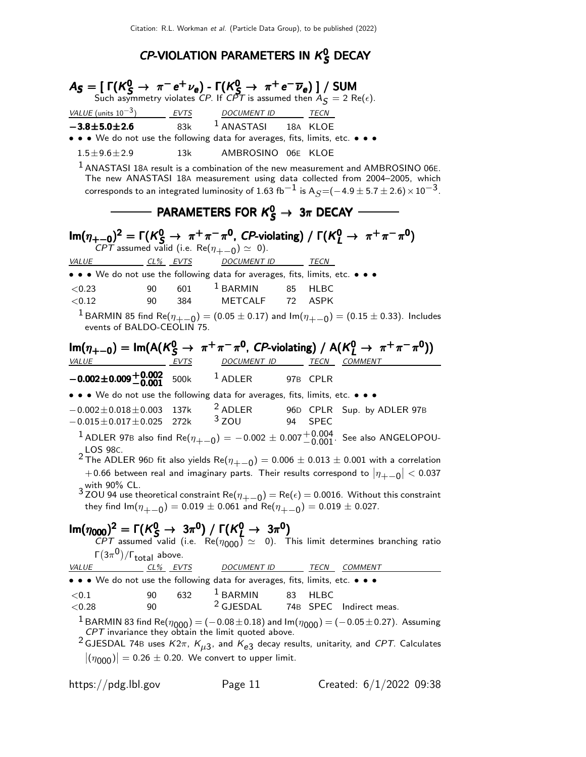# $CP$-VIOLATION PARAMETERS IN $K^0_S$ DECAY

## $A_S = [\,\Gamma(K^0_S \to \pi^- e^+ \nu_e) - \Gamma(K^0_S \to \pi^+ e^- \overline{\nu}_e)\,]$ / SUM

Such asymmetry violates $CP$. If $CPT$ is assumed then $A_S = 2\,\mathrm{Re}(\epsilon)$.

| VALUE (units $10^{-3}$) | EVTS | DOCUMENT ID | | TECN |
|---|---|---|---|---|
| **$-3.8 \pm 5.0 \pm 2.6$** | 83k | [1] ANASTASI | 18A | KLOE |
| • • • We do not use the following data for averages, fits, limits, etc. • • • | | | | |
| $1.5 \pm 9.6 \pm 2.9$ | 13k | AMBROSINO | 06E | KLOE |

[1] ANASTASI 18A result is a combination of the new measurement and AMBROSINO 06E. The new ANASTASI 18A measurement using data collected from 2004–2005, which corresponds to an integrated luminosity of 1.63 fb$^{-1}$ is $A_S = (-4.9 \pm 5.7 \pm 2.6) \times 10^{-3}$.

## PARAMETERS FOR $K^0_S \to 3\pi$ DECAY

### $\mathrm{Im}(\eta_{+-0})^2 = \Gamma(K^0_S \to \pi^+\pi^-\pi^0,\ CP\text{-violating}) / \Gamma(K^0_L \to \pi^+\pi^-\pi^0)$

$CPT$ assumed valid (i.e. $\mathrm{Re}(\eta_{+-0}) \simeq 0$).

| VALUE | CL% | EVTS | DOCUMENT ID | | TECN |
|---|---|---|---|---|---|
| • • • We do not use the following data for averages, fits, limits, etc. • • • | | | | | |
| $<0.23$ | 90 | 601 | [1] BARMIN | 85 | HLBC |
| $<0.12$ | 90 | 384 | METCALF | 72 | ASPK |

[1] BARMIN 85 find $\mathrm{Re}(\eta_{+-0}) = (0.05 \pm 0.17)$ and $\mathrm{Im}(\eta_{+-0}) = (0.15 \pm 0.33)$. Includes events of BALDO-CEOLIN 75.

### $\mathrm{Im}(\eta_{+-0}) = \mathrm{Im}(A(K^0_S \to \pi^+\pi^-\pi^0,\ CP\text{-violating}) / A(K^0_L \to \pi^+\pi^-\pi^0))$

| VALUE | EVTS | DOCUMENT ID | | TECN | COMMENT |
|---|---|---|---|---|---|
| **$-0.002 \pm 0.009^{+0.002}_{-0.001}$** | 500k | [1] ADLER | 97B | CPLR | |
| • • • We do not use the following data for averages, fits, limits, etc. • • • | | | | | |
| $-0.002 \pm 0.018 \pm 0.003$ | 137k | [2] ADLER | 96D | CPLR | Sup. by ADLER 97B |
| $-0.015 \pm 0.017 \pm 0.025$ | 272k | [3] ZOU | 94 | SPEC | |

[1] ADLER 97B also find $\mathrm{Re}(\eta_{+-0}) = -0.002 \pm 0.007^{+0.004}_{-0.001}$. See also ANGELOPOULOS 98C.

[2] The ADLER 96D fit also yields $\mathrm{Re}(\eta_{+-0}) = 0.006 \pm 0.013 \pm 0.001$ with a correlation $+0.66$ between real and imaginary parts. Their results correspond to $|\eta_{+-0}| < 0.037$ with 90% CL.

[3] ZOU 94 use theoretical constraint $\mathrm{Re}(\eta_{+-0}) = \mathrm{Re}(\epsilon) = 0.0016$. Without this constraint they find $\mathrm{Im}(\eta_{+-0}) = 0.019 \pm 0.061$ and $\mathrm{Re}(\eta_{+-0}) = 0.019 \pm 0.027$.

### $\mathrm{Im}(\eta_{000})^2 = \Gamma(K^0_S \to 3\pi^0) / \Gamma(K^0_L \to 3\pi^0)$

$CPT$ assumed valid (i.e. $\mathrm{Re}(\eta_{000}) \simeq 0$). This limit determines branching ratio $\Gamma(3\pi^0)/\Gamma_{\mathrm{total}}$ above.

| VALUE | CL% | EVTS | DOCUMENT ID | | TECN | COMMENT |
|---|---|---|---|---|---|---|
| • • • We do not use the following data for averages, fits, limits, etc. • • • | | | | | | |
| $<0.1$ | 90 | 632 | [1] BARMIN | 83 | HLBC | |
| $<0.28$ | 90 | | [2] GJESDAL | 74B | SPEC | Indirect meas. |

[1] BARMIN 83 find $\mathrm{Re}(\eta_{000}) = (-0.08 \pm 0.18)$ and $\mathrm{Im}(\eta_{000}) = (-0.05 \pm 0.27)$. Assuming $CPT$ invariance they obtain the limit quoted above.

[2] GJESDAL 74B uses $K2\pi$, $K_{\mu3}$, and $K_{e3}$ decay results, unitarity, and $CPT$. Calculates $|(\eta_{000})| = 0.26 \pm 0.20$. We convert to upper limit.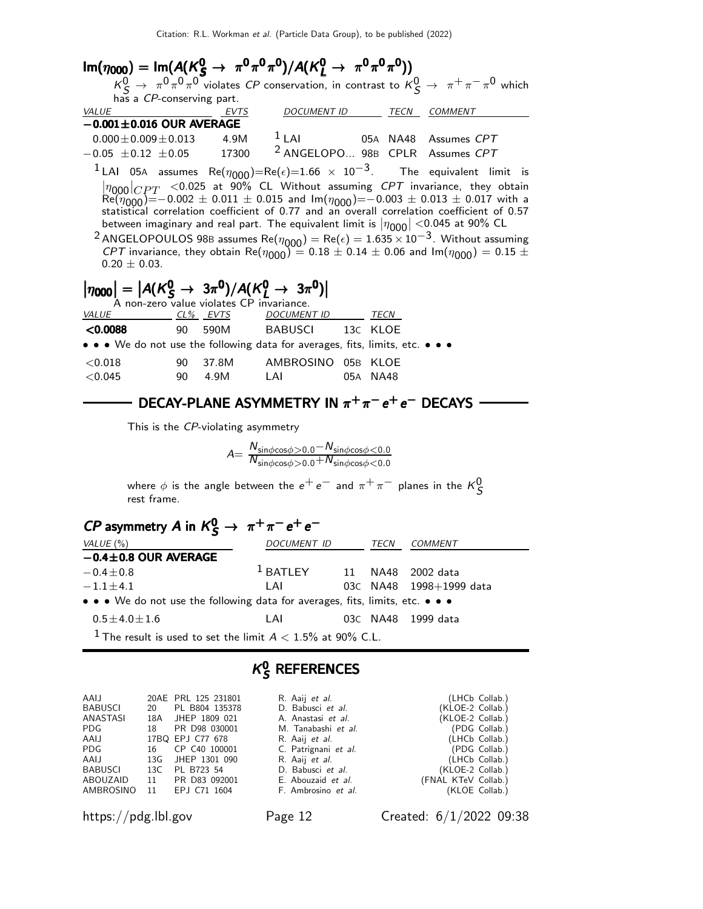## $\mathrm{Im}(\eta_{000}) = \mathrm{Im}(A(K^0_S \to \pi^0\pi^0\pi^0)/A(K^0_L \to \pi^0\pi^0\pi^0))$

$K^0_S \to \pi^0\pi^0\pi^0$ violates *CP* conservation, in contrast to $K^0_S \to \pi^+\pi^-\pi^0$ which has a *CP*-conserving part.

| VALUE | EVTS | DOCUMENT ID | | TECN | COMMENT |
|---|---|---|---|---|---|
| **−0.001±0.016 OUR AVERAGE** | | | | | |
| $0.000\pm0.009\pm0.013$ | 4.9M | [1] LAI | 05A | NA48 | Assumes *CPT* |
| $-0.05\ \pm0.12\ \pm0.05$ | 17300 | [2] ANGELOPO... | 98B | CPLR | Assumes *CPT* |

[1] LAI 05A assumes $\mathrm{Re}(\eta_{000})=\mathrm{Re}(\epsilon)=1.66\times10^{-3}$. The equivalent limit is $|\eta_{000}|_{CPT}$ <0.025 at 90% CL Without assuming *CPT* invariance, they obtain $\mathrm{Re}(\eta_{000})=-0.002\pm0.011\pm0.015$ and $\mathrm{Im}(\eta_{000})=-0.003\pm0.013\pm0.017$ with a statistical correlation coefficient of 0.77 and an overall correlation coefficient of 0.57 between imaginary and real part. The equivalent limit is $|\eta_{000}|$ <0.045 at 90% CL

[2] ANGELOPOULOS 98B assumes $\mathrm{Re}(\eta_{000}) = \mathrm{Re}(\epsilon) = 1.635\times10^{-3}$. Without assuming *CPT* invariance, they obtain $\mathrm{Re}(\eta_{000}) = 0.18\pm0.14\pm0.06$ and $\mathrm{Im}(\eta_{000}) = 0.15\pm0.20\pm0.03$.

## $|\eta_{000}| = |A(K^0_S \to 3\pi^0)/A(K^0_L \to 3\pi^0)|$

A non-zero value violates CP invariance.

| VALUE | CL% | EVTS | DOCUMENT ID | | TECN |
|---|---|---|---|---|---|
| **<0.0088** | 90 | 590M | BABUSCI | 13C | KLOE |
| • • • We do not use the following data for averages, fits, limits, etc. • • • | | | | | |
| <0.018 | 90 | 37.8M | AMBROSINO | 05B | KLOE |
| <0.045 | 90 | 4.9M | LAI | 05A | NA48 |

# DECAY-PLANE ASYMMETRY IN $\pi^+\pi^-e^+e^-$ DECAYS

This is the *CP*-violating asymmetry

$$A = \frac{N_{\sin\phi\cos\phi>0.0} - N_{\sin\phi\cos\phi<0.0}}{N_{\sin\phi\cos\phi>0.0} + N_{\sin\phi\cos\phi<0.0}}$$

where $\phi$ is the angle between the $e^+e^-$ and $\pi^+\pi^-$ planes in the $K^0_S$ rest frame.

## *CP* asymmetry $A$ in $K^0_S \to \pi^+\pi^-e^+e^-$

| VALUE (%) | DOCUMENT ID | | TECN | COMMENT |
|---|---|---|---|---|
| **−0.4±0.8 OUR AVERAGE** | | | | |
| $-0.4\pm0.8$ | [1] BATLEY | 11 | NA48 | 2002 data |
| $-1.1\pm4.1$ | LAI | 03C | NA48 | 1998+1999 data |
| • • • We do not use the following data for averages, fits, limits, etc. • • • | | | | |
| $0.5\pm4.0\pm1.6$ | LAI | 03C | NA48 | 1999 data |

[1] The result is used to set the limit $A < 1.5\%$ at 90% C.L.

# $K^0_S$ REFERENCES

| | | | | |
|---|---|---|---|---|
| AAIJ | 20AE | PRL 125 231801 | R. Aaij *et al.* | (LHCb Collab.) |
| BABUSCI | 20 | PL B804 135378 | D. Babusci *et al.* | (KLOE-2 Collab.) |
| ANASTASI | 18A | JHEP 1809 021 | A. Anastasi *et al.* | (KLOE-2 Collab.) |
| PDG | 18 | PR D98 030001 | M. Tanabashi *et al.* | (PDG Collab.) |
| AAIJ | 17BQ | EPJ C77 678 | R. Aaij *et al.* | (LHCb Collab.) |
| PDG | 16 | CP C40 100001 | C. Patrignani *et al.* | (PDG Collab.) |
| AAIJ | 13G | JHEP 1301 090 | R. Aaij *et al.* | (LHCb Collab.) |
| BABUSCI | 13C | PL B723 54 | D. Babusci *et al.* | (KLOE-2 Collab.) |
| ABOUZAID | 11 | PR D83 092001 | E. Abouzaid *et al.* | (FNAL KTeV Collab.) |
| AMBROSINO | 11 | EPJ C71 1604 | F. Ambrosino *et al.* | (KLOE Collab.) |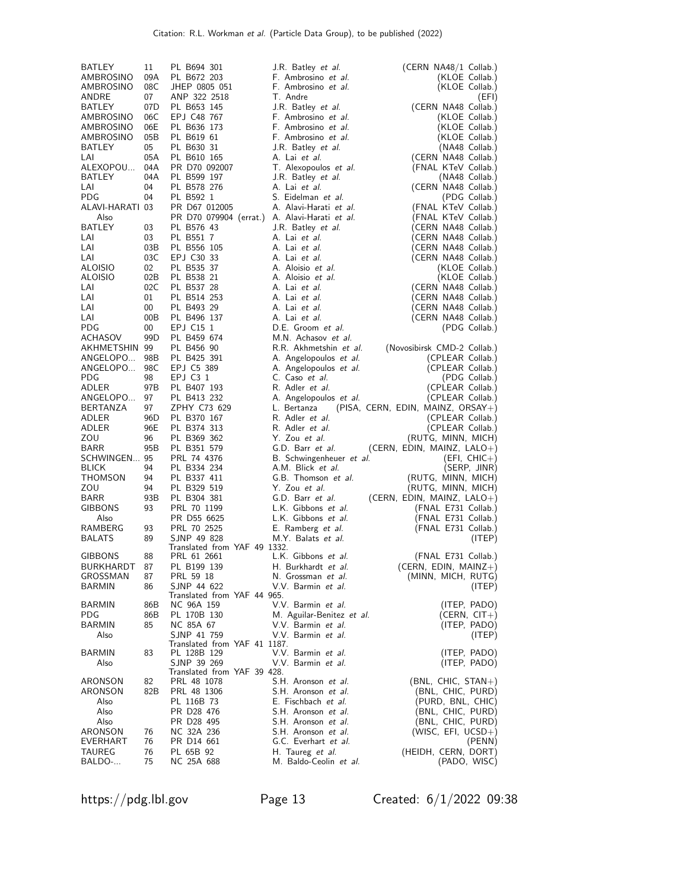| | | | | |
|---|---|---|---|---|
| BATLEY | 11 | PL B694 301 | J.R. Batley *et al.* | (CERN NA48/1 Collab.) |
| AMBROSINO | 09A | PL B672 203 | F. Ambrosino *et al.* | (KLOE Collab.) |
| AMBROSINO | 08C | JHEP 0805 051 | F. Ambrosino *et al.* | (KLOE Collab.) |
| ANDRE | 07 | ANP 322 2518 | T. Andre | (EFI) |
| BATLEY | 07D | PL B653 145 | J.R. Batley *et al.* | (CERN NA48 Collab.) |
| AMBROSINO | 06C | EPJ C48 767 | F. Ambrosino *et al.* | (KLOE Collab.) |
| AMBROSINO | 06E | PL B636 173 | F. Ambrosino *et al.* | (KLOE Collab.) |
| AMBROSINO | 05B | PL B619 61 | F. Ambrosino *et al.* | (KLOE Collab.) |
| BATLEY | 05 | PL B630 31 | J.R. Batley *et al.* | (NA48 Collab.) |
| LAI | 05A | PL B610 165 | A. Lai *et al.* | (CERN NA48 Collab.) |
| ALEXOPOU... | 04A | PR D70 092007 | T. Alexopoulos *et al.* | (FNAL KTeV Collab.) |
| BATLEY | 04A | PL B599 197 | J.R. Batley *et al.* | (NA48 Collab.) |
| LAI | 04 | PL B578 276 | A. Lai *et al.* | (CERN NA48 Collab.) |
| PDG | 04 | PL B592 1 | S. Eidelman *et al.* | (PDG Collab.) |
| ALAVI-HARATI | 03 | PR D67 012005 | A. Alavi-Harati *et al.* | (FNAL KTeV Collab.) |
| Also | | PR D70 079904 (errat.) | A. Alavi-Harati *et al.* | (FNAL KTeV Collab.) |
| BATLEY | 03 | PL B576 43 | J.R. Batley *et al.* | (CERN NA48 Collab.) |
| LAI | 03 | PL B551 7 | A. Lai *et al.* | (CERN NA48 Collab.) |
| LAI | 03B | PL B556 105 | A. Lai *et al.* | (CERN NA48 Collab.) |
| LAI | 03C | EPJ C30 33 | A. Lai *et al.* | (CERN NA48 Collab.) |
| ALOISIO | 02 | PL B535 37 | A. Aloisio *et al.* | (KLOE Collab.) |
| ALOISIO | 02B | PL B538 21 | A. Aloisio *et al.* | (KLOE Collab.) |
| LAI | 02C | PL B537 28 | A. Lai *et al.* | (CERN NA48 Collab.) |
| LAI | 01 | PL B514 253 | A. Lai *et al.* | (CERN NA48 Collab.) |
| LAI | 00 | PL B493 29 | A. Lai *et al.* | (CERN NA48 Collab.) |
| LAI | 00B | PL B496 137 | A. Lai *et al.* | (CERN NA48 Collab.) |
| PDG | 00 | EPJ C15 1 | D.E. Groom *et al.* | (PDG Collab.) |
| ACHASOV | 99D | PL B459 674 | M.N. Achasov *et al.* | |
| AKHMETSHIN | 99 | PL B456 90 | R.R. Akhmetshin *et al.* | (Novosibirsk CMD-2 Collab.) |
| ANGELOPO... | 98B | PL B425 391 | A. Angelopoulos *et al.* | (CPLEAR Collab.) |
| ANGELOPO... | 98C | EPJ C5 389 | A. Angelopoulos *et al.* | (CPLEAR Collab.) |
| PDG | 98 | EPJ C3 1 | C. Caso *et al.* | (PDG Collab.) |
| ADLER | 97B | PL B407 193 | R. Adler *et al.* | (CPLEAR Collab.) |
| ANGELOPO... | 97 | PL B413 232 | A. Angelopoulos *et al.* | (CPLEAR Collab.) |
| BERTANZA | 97 | ZPHY C73 629 | L. Bertanza | (PISA, CERN, EDIN, MAINZ, ORSAY+) |
| ADLER | 96D | PL B370 167 | R. Adler *et al.* | (CPLEAR Collab.) |
| ADLER | 96E | PL B374 313 | R. Adler *et al.* | (CPLEAR Collab.) |
| ZOU | 96 | PL B369 362 | Y. Zou *et al.* | (RUTG, MINN, MICH) |
| BARR | 95B | PL B351 579 | G.D. Barr *et al.* | (CERN, EDIN, MAINZ, LALO+) |
| SCHWINGEN... | 95 | PRL 74 4376 | B. Schwingenheuer *et al.* | (EFI, CHIC+) |
| BLICK | 94 | PL B334 234 | A.M. Blick *et al.* | (SERP, JINR) |
| THOMSON | 94 | PL B337 411 | G.B. Thomson *et al.* | (RUTG, MINN, MICH) |
| ZOU | 94 | PL B329 519 | Y. Zou *et al.* | (RUTG, MINN, MICH) |
| BARR | 93B | PL B304 381 | G.D. Barr *et al.* | (CERN, EDIN, MAINZ, LALO+) |
| GIBBONS | 93 | PRL 70 1199 | L.K. Gibbons *et al.* | (FNAL E731 Collab.) |
| Also | | PR D55 6625 | L.K. Gibbons *et al.* | (FNAL E731 Collab.) |
| RAMBERG | 93 | PRL 70 2525 | E. Ramberg *et al.* | (FNAL E731 Collab.) |
| BALATS | 89 | SJNP 49 828 | M.Y. Balats *et al.* | (ITEP) |
| | | Translated from YAF 49 1332. | | |
| GIBBONS | 88 | PRL 61 2661 | L.K. Gibbons *et al.* | (FNAL E731 Collab.) |
| BURKHARDT | 87 | PL B199 139 | H. Burkhardt *et al.* | (CERN, EDIN, MAINZ+) |
| GROSSMAN | 87 | PRL 59 18 | N. Grossman *et al.* | (MINN, MICH, RUTG) |
| BARMIN | 86 | SJNP 44 622 | V.V. Barmin *et al.* | (ITEP) |
| | | Translated from YAF 44 965. | | |
| BARMIN | 86B | NC 96A 159 | V.V. Barmin *et al.* | (ITEP, PADO) |
| PDG | 86B | PL 170B 130 | M. Aguilar-Benitez *et al.* | (CERN, CIT+) |
| BARMIN | 85 | NC 85A 67 | V.V. Barmin *et al.* | (ITEP, PADO) |
| Also | | SJNP 41 759 | V.V. Barmin *et al.* | (ITEP) |
| | | Translated from YAF 41 1187. | | |
| BARMIN | 83 | PL 128B 129 | V.V. Barmin *et al.* | (ITEP, PADO) |
| Also | | SJNP 39 269 | V.V. Barmin *et al.* | (ITEP, PADO) |
| | | Translated from YAF 39 428. | | |
| ARONSON | 82 | PRL 48 1078 | S.H. Aronson *et al.* | (BNL, CHIC, STAN+) |
| ARONSON | 82B | PRL 48 1306 | S.H. Aronson *et al.* | (BNL, CHIC, PURD) |
| Also | | PL 116B 73 | E. Fischbach *et al.* | (PURD, BNL, CHIC) |
| Also | | PR D28 476 | S.H. Aronson *et al.* | (BNL, CHIC, PURD) |
| Also | | PR D28 495 | S.H. Aronson *et al.* | (BNL, CHIC, PURD) |
| ARONSON | 76 | NC 32A 236 | S.H. Aronson *et al.* | (WISC, EFI, UCSD+) |
| EVERHART | 76 | PR D14 661 | G.C. Everhart *et al.* | (PENN) |
| TAUREG | 76 | PL 65B 92 | H. Taureg *et al.* | (HEIDH, CERN, DORT) |
| BALDO-... | 75 | NC 25A 688 | M. Baldo-Ceolin *et al.* | (PADO, WISC) |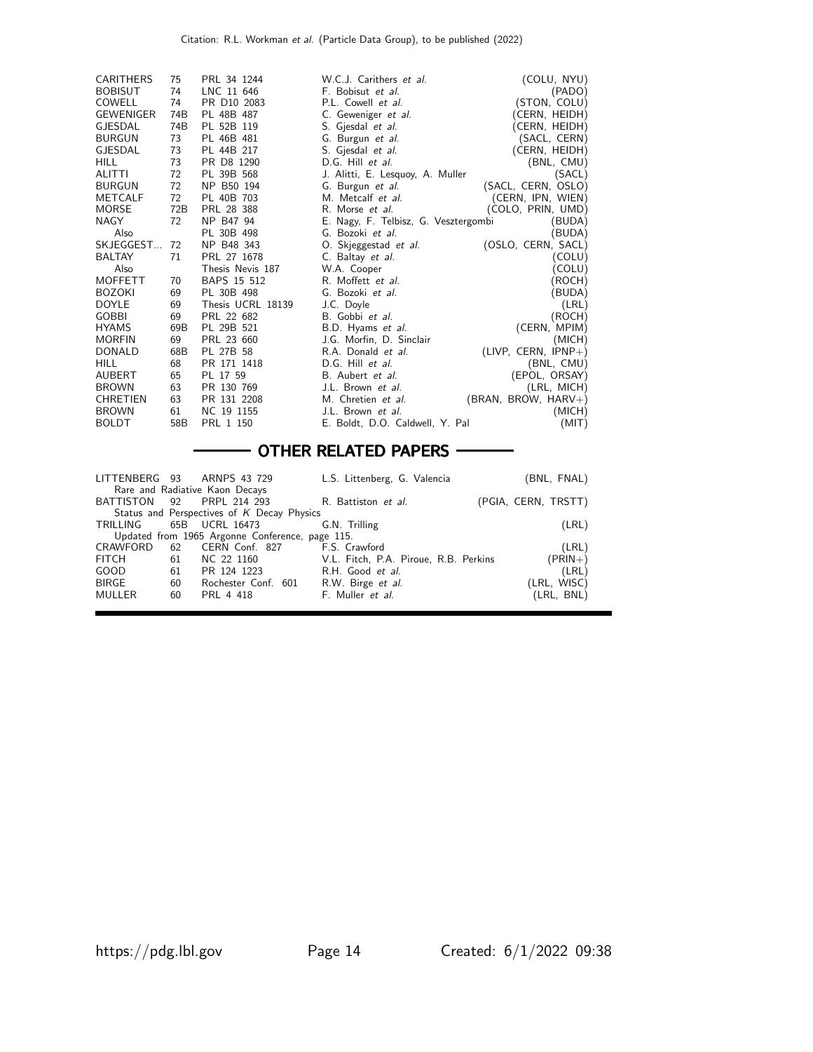| | | | | |
|---|---|---|---|---|
| CARITHERS | 75 | PRL 34 1244 | W.C.J. Carithers *et al.* | (COLU, NYU) |
| BOBISUT | 74 | LNC 11 646 | F. Bobisut *et al.* | (PADO) |
| COWELL | 74 | PR D10 2083 | P.L. Cowell *et al.* | (STON, COLU) |
| GEWENIGER | 74B | PL 48B 487 | C. Geweniger *et al.* | (CERN, HEIDH) |
| GJESDAL | 74B | PL 52B 119 | S. Gjesdal *et al.* | (CERN, HEIDH) |
| BURGUN | 73 | PL 46B 481 | G. Burgun *et al.* | (SACL, CERN) |
| GJESDAL | 73 | PL 44B 217 | S. Gjesdal *et al.* | (CERN, HEIDH) |
| HILL | 73 | PR D8 1290 | D.G. Hill *et al.* | (BNL, CMU) |
| ALITTI | 72 | PL 39B 568 | J. Alitti, E. Lesquoy, A. Muller | (SACL) |
| BURGUN | 72 | NP B50 194 | G. Burgun *et al.* | (SACL, CERN, OSLO) |
| METCALF | 72 | PL 40B 703 | M. Metcalf *et al.* | (CERN, IPN, WIEN) |
| MORSE | 72B | PRL 28 388 | R. Morse *et al.* | (COLO, PRIN, UMD) |
| NAGY | 72 | NP B47 94 | E. Nagy, F. Telbisz, G. Vesztergombi | (BUDA) |
| Also | | PL 30B 498 | G. Bozoki *et al.* | (BUDA) |
| SKJEGGEST... | 72 | NP B48 343 | O. Skjeggestad *et al.* | (OSLO, CERN, SACL) |
| BALTAY | 71 | PRL 27 1678 | C. Baltay *et al.* | (COLU) |
| Also | | Thesis Nevis 187 | W.A. Cooper | (COLU) |
| MOFFETT | 70 | BAPS 15 512 | R. Moffett *et al.* | (ROCH) |
| BOZOKI | 69 | PL 30B 498 | G. Bozoki *et al.* | (BUDA) |
| DOYLE | 69 | Thesis UCRL 18139 | J.C. Doyle | (LRL) |
| GOBBI | 69 | PRL 22 682 | B. Gobbi *et al.* | (ROCH) |
| HYAMS | 69B | PL 29B 521 | B.D. Hyams *et al.* | (CERN, MPIM) |
| MORFIN | 69 | PRL 23 660 | J.G. Morfin, D. Sinclair | (MICH) |
| DONALD | 68B | PL 27B 58 | R.A. Donald *et al.* | (LIVP, CERN, IPNP+) |
| HILL | 68 | PR 171 1418 | D.G. Hill *et al.* | (BNL, CMU) |
| AUBERT | 65 | PL 17 59 | B. Aubert *et al.* | (EPOL, ORSAY) |
| BROWN | 63 | PR 130 769 | J.L. Brown *et al.* | (LRL, MICH) |
| CHRETIEN | 63 | PR 131 2208 | M. Chretien *et al.* | (BRAN, BROW, HARV+) |
| BROWN | 61 | NC 19 1155 | J.L. Brown *et al.* | (MICH) |
| BOLDT | 58B | PRL 1 150 | E. Boldt, D.O. Caldwell, Y. Pal | (MIT) |

## OTHER RELATED PAPERS

| | | | | |
|---|---|---|---|---|
| LITTENBERG | 93 | ARNPS 43 729 | L.S. Littenberg, G. Valencia | (BNL, FNAL) |
| Rare and Radiative Kaon Decays | | | | |
| BATTISTON | 92 | PRPL 214 293 | R. Battiston *et al.* | (PGIA, CERN, TRSTT) |
| Status and Perspectives of $K$ Decay Physics | | | | |
| TRILLING | 65B | UCRL 16473 | G.N. Trilling | (LRL) |
| Updated from 1965 Argonne Conference, page 115. | | | | |
| CRAWFORD | 62 | CERN Conf. 827 | F.S. Crawford | (LRL) |
| FITCH | 61 | NC 22 1160 | V.L. Fitch, P.A. Piroue, R.B. Perkins | (PRIN+) |
| GOOD | 61 | PR 124 1223 | R.H. Good *et al.* | (LRL) |
| BIRGE | 60 | Rochester Conf. 601 | R.W. Birge *et al.* | (LRL, WISC) |
| MULLER | 60 | PRL 4 418 | F. Muller *et al.* | (LRL, BNL) |